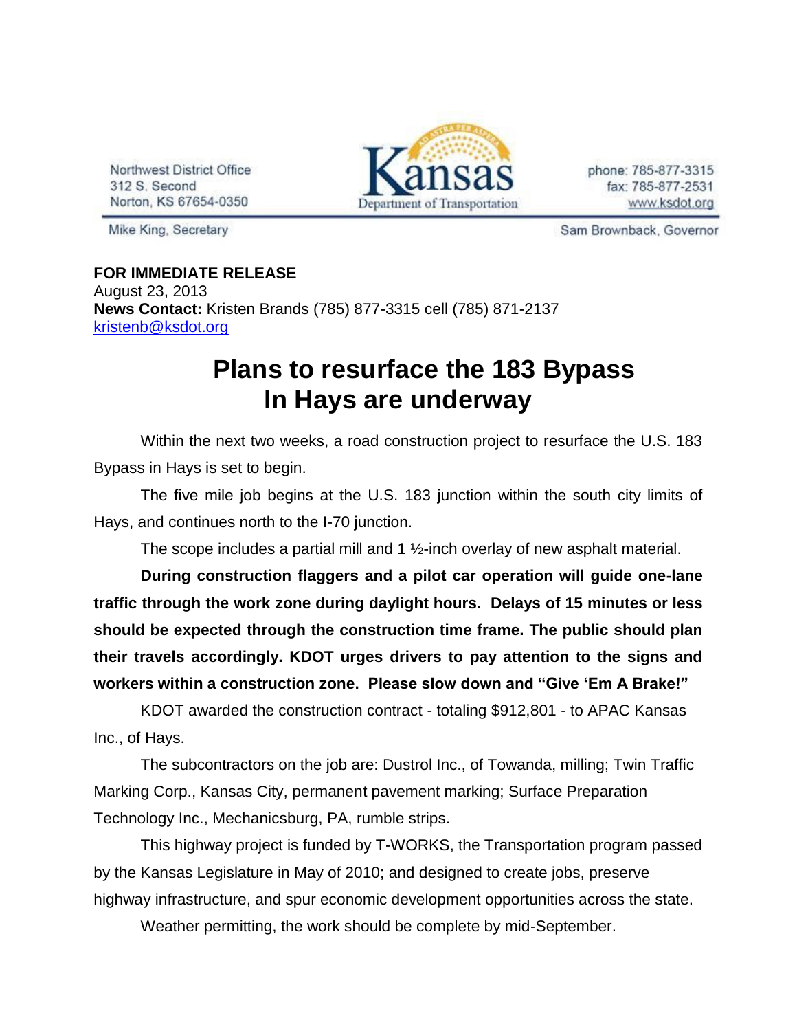Northwest District Office
312 S. Second
Norton, KS 67654-0350

Kansas Department of Transportation

phone: 785-877-3315
fax: 785-877-2531
www.ksdot.org

Mike King, Secretary

Sam Brownback, Governor

**FOR IMMEDIATE RELEASE**
August 23, 2013
**News Contact:** Kristen Brands (785) 877-3315 cell (785) 871-2137
kristenb@ksdot.org

# Plans to resurface the 183 Bypass In Hays are underway

Within the next two weeks, a road construction project to resurface the U.S. 183 Bypass in Hays is set to begin.

The five mile job begins at the U.S. 183 junction within the south city limits of Hays, and continues north to the I-70 junction.

The scope includes a partial mill and 1 ½-inch overlay of new asphalt material.

**During construction flaggers and a pilot car operation will guide one-lane traffic through the work zone during daylight hours. Delays of 15 minutes or less should be expected through the construction time frame. The public should plan their travels accordingly. KDOT urges drivers to pay attention to the signs and workers within a construction zone. Please slow down and "Give 'Em A Brake!"**

KDOT awarded the construction contract - totaling $912,801 - to APAC Kansas Inc., of Hays.

The subcontractors on the job are: Dustrol Inc., of Towanda, milling; Twin Traffic Marking Corp., Kansas City, permanent pavement marking; Surface Preparation Technology Inc., Mechanicsburg, PA, rumble strips.

This highway project is funded by T-WORKS, the Transportation program passed by the Kansas Legislature in May of 2010; and designed to create jobs, preserve highway infrastructure, and spur economic development opportunities across the state.

Weather permitting, the work should be complete by mid-September.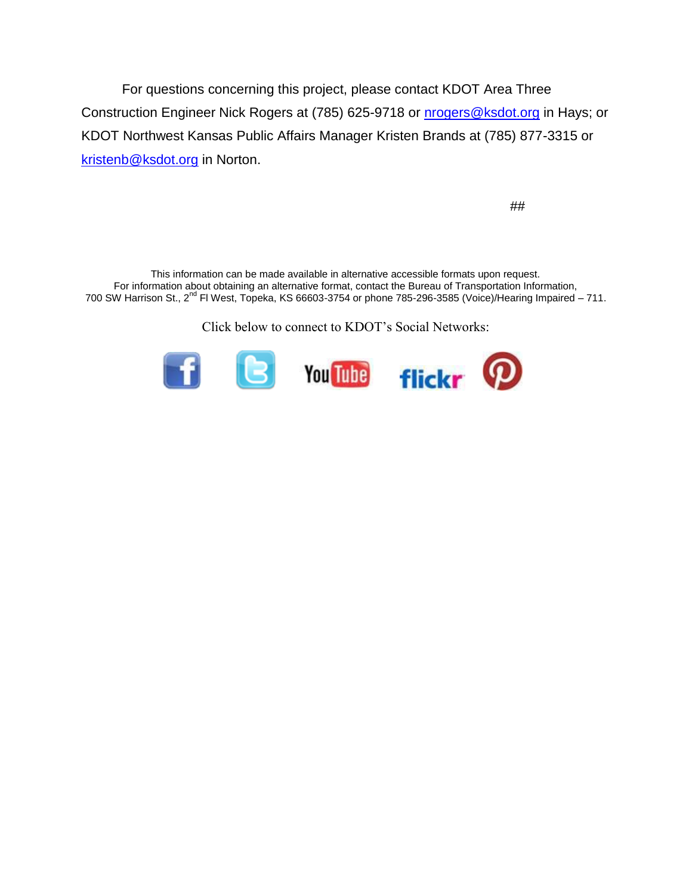For questions concerning this project, please contact KDOT Area Three Construction Engineer Nick Rogers at (785) 625-9718 or nrogers@ksdot.org in Hays; or KDOT Northwest Kansas Public Affairs Manager Kristen Brands at (785) 877-3315 or kristenb@ksdot.org in Norton.

##

This information can be made available in alternative accessible formats upon request.
For information about obtaining an alternative format, contact the Bureau of Transportation Information,
700 SW Harrison St., 2nd Fl West, Topeka, KS 66603-3754 or phone 785-296-3585 (Voice)/Hearing Impaired – 711.

Click below to connect to KDOT's Social Networks: